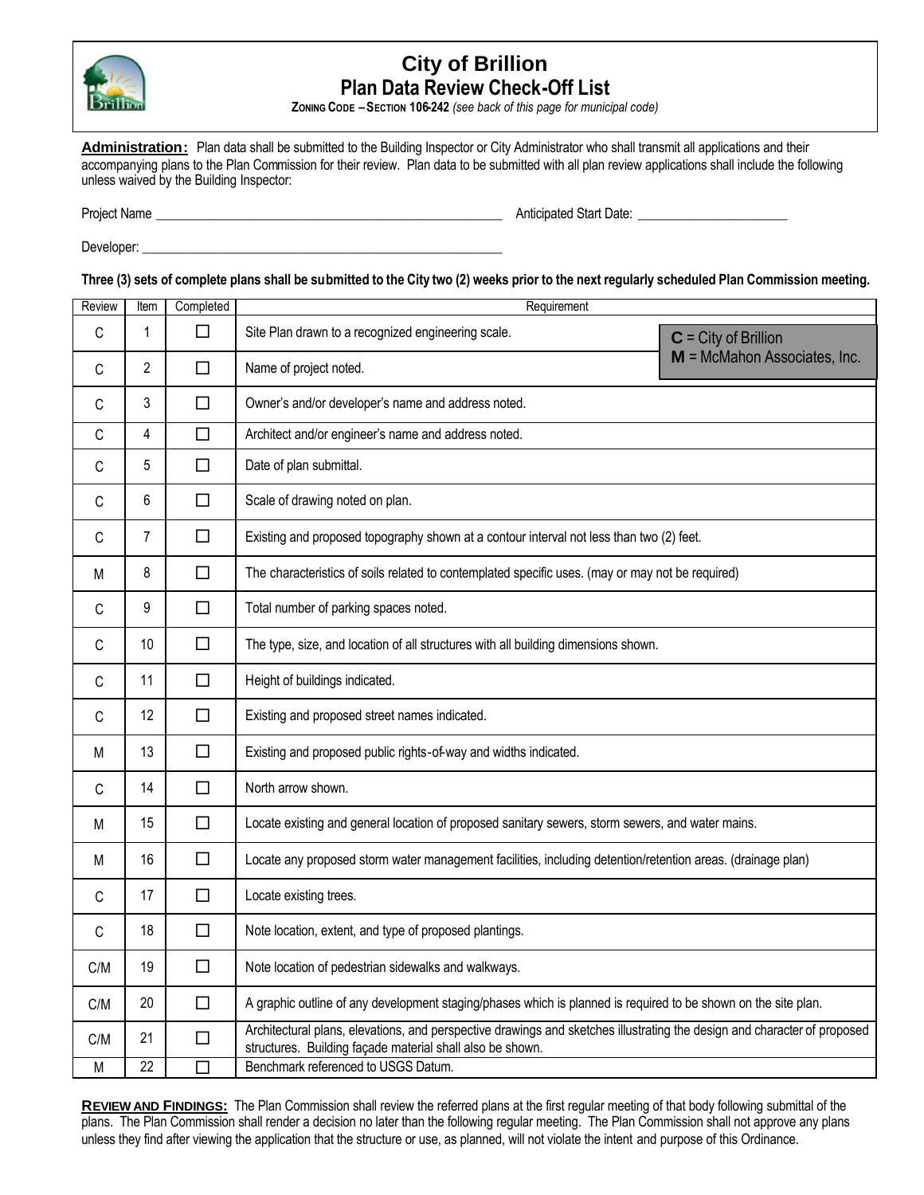# City of Brillion

## Plan Data Review Check-Off List

**ZONING CODE – SECTION 106-242** *(see back of this page for municipal code)*

**Administration:** Plan data shall be submitted to the Building Inspector or City Administrator who shall transmit all applications and their accompanying plans to the Plan Commission for their review. Plan data to be submitted with all plan review applications shall include the following unless waived by the Building Inspector:

Project Name \_\_\_\_\_\_\_\_\_\_\_\_\_\_\_\_\_\_\_\_\_\_\_\_\_\_\_\_\_\_\_\_\_\_\_\_\_\_\_\_\_\_\_\_ Anticipated Start Date: \_\_\_\_\_\_\_\_\_\_\_\_\_\_\_\_\_\_\_\_

Developer: \_\_\_\_\_\_\_\_\_\_\_\_\_\_\_\_\_\_\_\_\_\_\_\_\_\_\_\_\_\_\_\_\_\_\_\_\_\_\_\_\_\_\_\_\_\_

**Three (3) sets of complete plans shall be submitted to the City two (2) weeks prior to the next regularly scheduled Plan Commission meeting.**

**C** = City of Brillion
**M** = McMahon Associates, Inc.

| Review | Item | Completed | Requirement |
|---|---|---|---|
| C | 1 | ☐ | Site Plan drawn to a recognized engineering scale. |
| C | 2 | ☐ | Name of project noted. |
| C | 3 | ☐ | Owner's and/or developer's name and address noted. |
| C | 4 | ☐ | Architect and/or engineer's name and address noted. |
| C | 5 | ☐ | Date of plan submittal. |
| C | 6 | ☐ | Scale of drawing noted on plan. |
| C | 7 | ☐ | Existing and proposed topography shown at a contour interval not less than two (2) feet. |
| M | 8 | ☐ | The characteristics of soils related to contemplated specific uses. (may or may not be required) |
| C | 9 | ☐ | Total number of parking spaces noted. |
| C | 10 | ☐ | The type, size, and location of all structures with all building dimensions shown. |
| C | 11 | ☐ | Height of buildings indicated. |
| C | 12 | ☐ | Existing and proposed street names indicated. |
| M | 13 | ☐ | Existing and proposed public rights-of-way and widths indicated. |
| C | 14 | ☐ | North arrow shown. |
| M | 15 | ☐ | Locate existing and general location of proposed sanitary sewers, storm sewers, and water mains. |
| M | 16 | ☐ | Locate any proposed storm water management facilities, including detention/retention areas. (drainage plan) |
| C | 17 | ☐ | Locate existing trees. |
| C | 18 | ☐ | Note location, extent, and type of proposed plantings. |
| C/M | 19 | ☐ | Note location of pedestrian sidewalks and walkways. |
| C/M | 20 | ☐ | A graphic outline of any development staging/phases which is planned is required to be shown on the site plan. |
| C/M | 21 | ☐ | Architectural plans, elevations, and perspective drawings and sketches illustrating the design and character of proposed structures. Building façade material shall also be shown. |
| M | 22 | ☐ | Benchmark referenced to USGS Datum. |

**REVIEW AND FINDINGS:** The Plan Commission shall review the referred plans at the first regular meeting of that body following submittal of the plans. The Plan Commission shall render a decision no later than the following regular meeting. The Plan Commission shall not approve any plans unless they find after viewing the application that the structure or use, as planned, will not violate the intent and purpose of this Ordinance.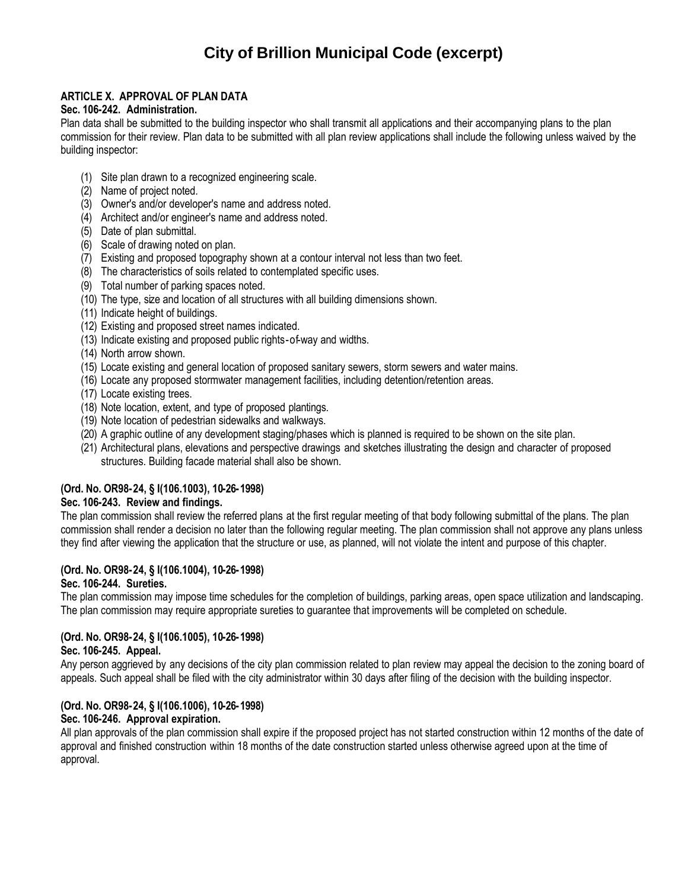# City of Brillion Municipal Code (excerpt)

## ARTICLE X. APPROVAL OF PLAN DATA

### Sec. 106-242. Administration.

Plan data shall be submitted to the building inspector who shall transmit all applications and their accompanying plans to the plan commission for their review. Plan data to be submitted with all plan review applications shall include the following unless waived by the building inspector:

(1) Site plan drawn to a recognized engineering scale.
(2) Name of project noted.
(3) Owner's and/or developer's name and address noted.
(4) Architect and/or engineer's name and address noted.
(5) Date of plan submittal.
(6) Scale of drawing noted on plan.
(7) Existing and proposed topography shown at a contour interval not less than two feet.
(8) The characteristics of soils related to contemplated specific uses.
(9) Total number of parking spaces noted.
(10) The type, size and location of all structures with all building dimensions shown.
(11) Indicate height of buildings.
(12) Existing and proposed street names indicated.
(13) Indicate existing and proposed public rights-of-way and widths.
(14) North arrow shown.
(15) Locate existing and general location of proposed sanitary sewers, storm sewers and water mains.
(16) Locate any proposed stormwater management facilities, including detention/retention areas.
(17) Locate existing trees.
(18) Note location, extent, and type of proposed plantings.
(19) Note location of pedestrian sidewalks and walkways.
(20) A graphic outline of any development staging/phases which is planned is required to be shown on the site plan.
(21) Architectural plans, elevations and perspective drawings and sketches illustrating the design and character of proposed structures. Building facade material shall also be shown.

**(Ord. No. OR98-24, § I(106.1003), 10-26-1998)**

### Sec. 106-243. Review and findings.

The plan commission shall review the referred plans at the first regular meeting of that body following submittal of the plans. The plan commission shall render a decision no later than the following regular meeting. The plan commission shall not approve any plans unless they find after viewing the application that the structure or use, as planned, will not violate the intent and purpose of this chapter.

**(Ord. No. OR98-24, § I(106.1004), 10-26-1998)**

### Sec. 106-244. Sureties.

The plan commission may impose time schedules for the completion of buildings, parking areas, open space utilization and landscaping. The plan commission may require appropriate sureties to guarantee that improvements will be completed on schedule.

**(Ord. No. OR98-24, § I(106.1005), 10-26-1998)**

### Sec. 106-245. Appeal.

Any person aggrieved by any decisions of the city plan commission related to plan review may appeal the decision to the zoning board of appeals. Such appeal shall be filed with the city administrator within 30 days after filing of the decision with the building inspector.

**(Ord. No. OR98-24, § I(106.1006), 10-26-1998)**

### Sec. 106-246. Approval expiration.

All plan approvals of the plan commission shall expire if the proposed project has not started construction within 12 months of the date of approval and finished construction within 18 months of the date construction started unless otherwise agreed upon at the time of approval.